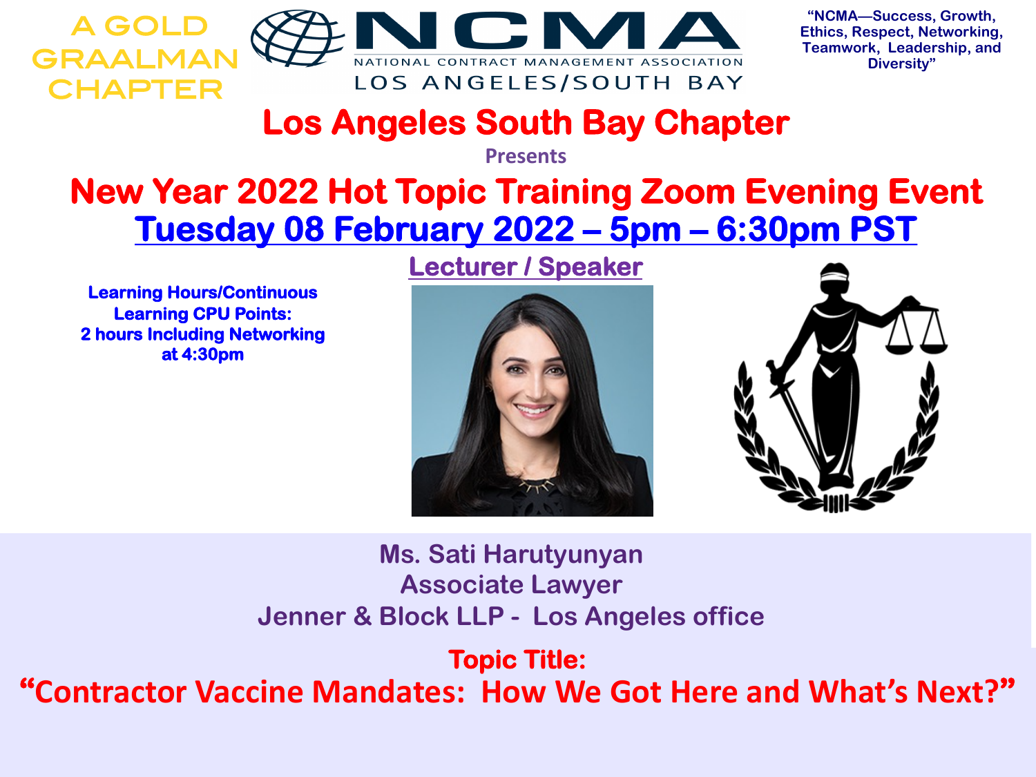A GOLD GRAALMAN CHAPTER

# NCMA

NATIONAL CONTRACT MANAGEMENT ASSOCIATION

LOS ANGELES/SOUTH BAY

"NCMA—Success, Growth, Ethics, Respect, Networking, Teamwork, Leadership, and Diversity"

# Los Angeles South Bay Chapter

Presents

## New Year 2022 Hot Topic Training Zoom Evening Event

## Tuesday 08 February 2022 – 5pm – 6:30pm PST

**Learning Hours/Continuous Learning CPU Points: 2 hours Including Networking at 4:30pm**

**Lecturer / Speaker**

Ms. Sati Harutyunyan
Associate Lawyer
Jenner & Block LLP - Los Angeles office

**Topic Title:**

## "Contractor Vaccine Mandates: How We Got Here and What's Next?"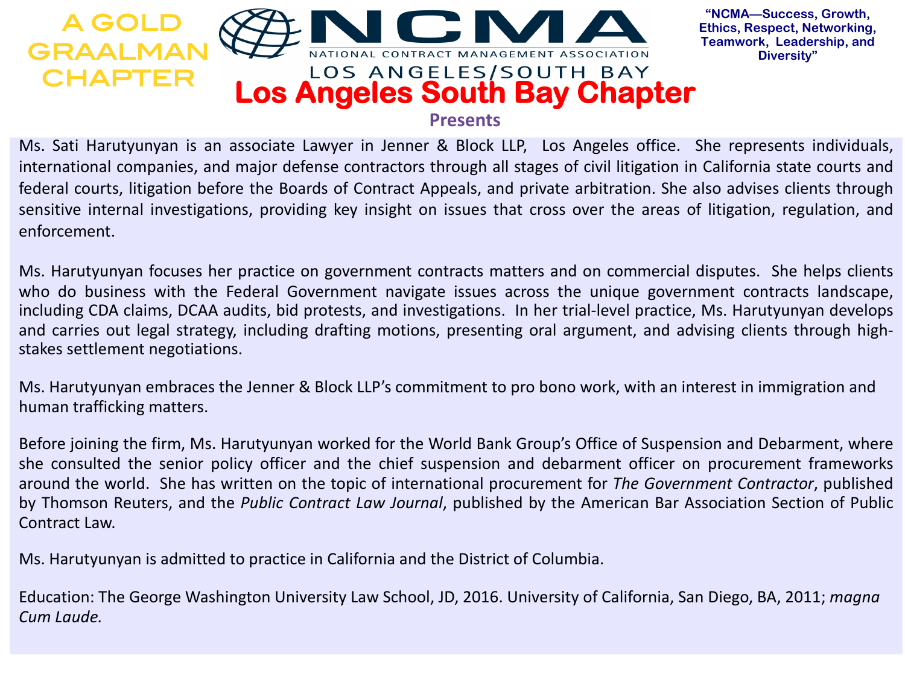A GOLD GRAALMAN CHAPTER

**NCMA**

NATIONAL CONTRACT MANAGEMENT ASSOCIATION

LOS ANGELES/SOUTH BAY

"NCMA—Success, Growth, Ethics, Respect, Networking, Teamwork, Leadership, and Diversity"

# Los Angeles South Bay Chapter

**Presents**

Ms. Sati Harutyunyan is an associate Lawyer in Jenner & Block LLP, Los Angeles office. She represents individuals, international companies, and major defense contractors through all stages of civil litigation in California state courts and federal courts, litigation before the Boards of Contract Appeals, and private arbitration. She also advises clients through sensitive internal investigations, providing key insight on issues that cross over the areas of litigation, regulation, and enforcement.

Ms. Harutyunyan focuses her practice on government contracts matters and on commercial disputes. She helps clients who do business with the Federal Government navigate issues across the unique government contracts landscape, including CDA claims, DCAA audits, bid protests, and investigations. In her trial-level practice, Ms. Harutyunyan develops and carries out legal strategy, including drafting motions, presenting oral argument, and advising clients through high-stakes settlement negotiations.

Ms. Harutyunyan embraces the Jenner & Block LLP's commitment to pro bono work, with an interest in immigration and human trafficking matters.

Before joining the firm, Ms. Harutyunyan worked for the World Bank Group's Office of Suspension and Debarment, where she consulted the senior policy officer and the chief suspension and debarment officer on procurement frameworks around the world. She has written on the topic of international procurement for *The Government Contractor*, published by Thomson Reuters, and the *Public Contract Law Journal*, published by the American Bar Association Section of Public Contract Law.

Ms. Harutyunyan is admitted to practice in California and the District of Columbia.

Education: The George Washington University Law School, JD, 2016. University of California, San Diego, BA, 2011; *magna Cum Laude.*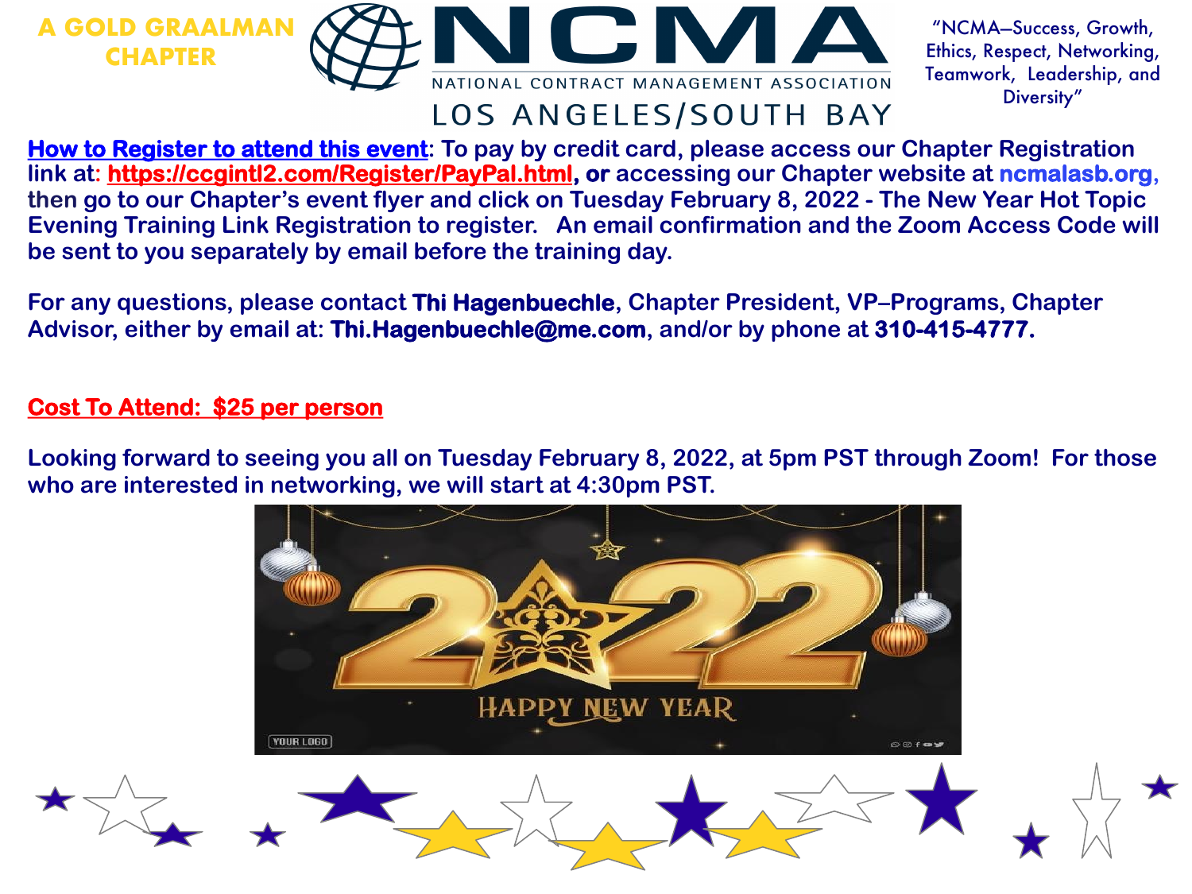A GOLD GRAALMAN CHAPTER

# NCMA
NATIONAL CONTRACT MANAGEMENT ASSOCIATION
LOS ANGELES/SOUTH BAY

"NCMA—Success, Growth, Ethics, Respect, Networking, Teamwork, Leadership, and Diversity"

**How to Register to attend this event: To pay by credit card, please access our Chapter Registration link at: https://ccgintl2.com/Register/PayPal.html, or accessing our Chapter website at ncmalasb.org, then go to our Chapter's event flyer and click on Tuesday February 8, 2022 - The New Year Hot Topic Evening Training Link Registration to register. An email confirmation and the Zoom Access Code will be sent to you separately by email before the training day.**

**For any questions, please contact Thi Hagenbuechle, Chapter President, VP–Programs, Chapter Advisor, either by email at: Thi.Hagenbuechle@me.com, and/or by phone at 310-415-4777.**

**Cost To Attend: $25 per person**

**Looking forward to seeing you all on Tuesday February 8, 2022, at 5pm PST through Zoom! For those who are interested in networking, we will start at 4:30pm PST.**